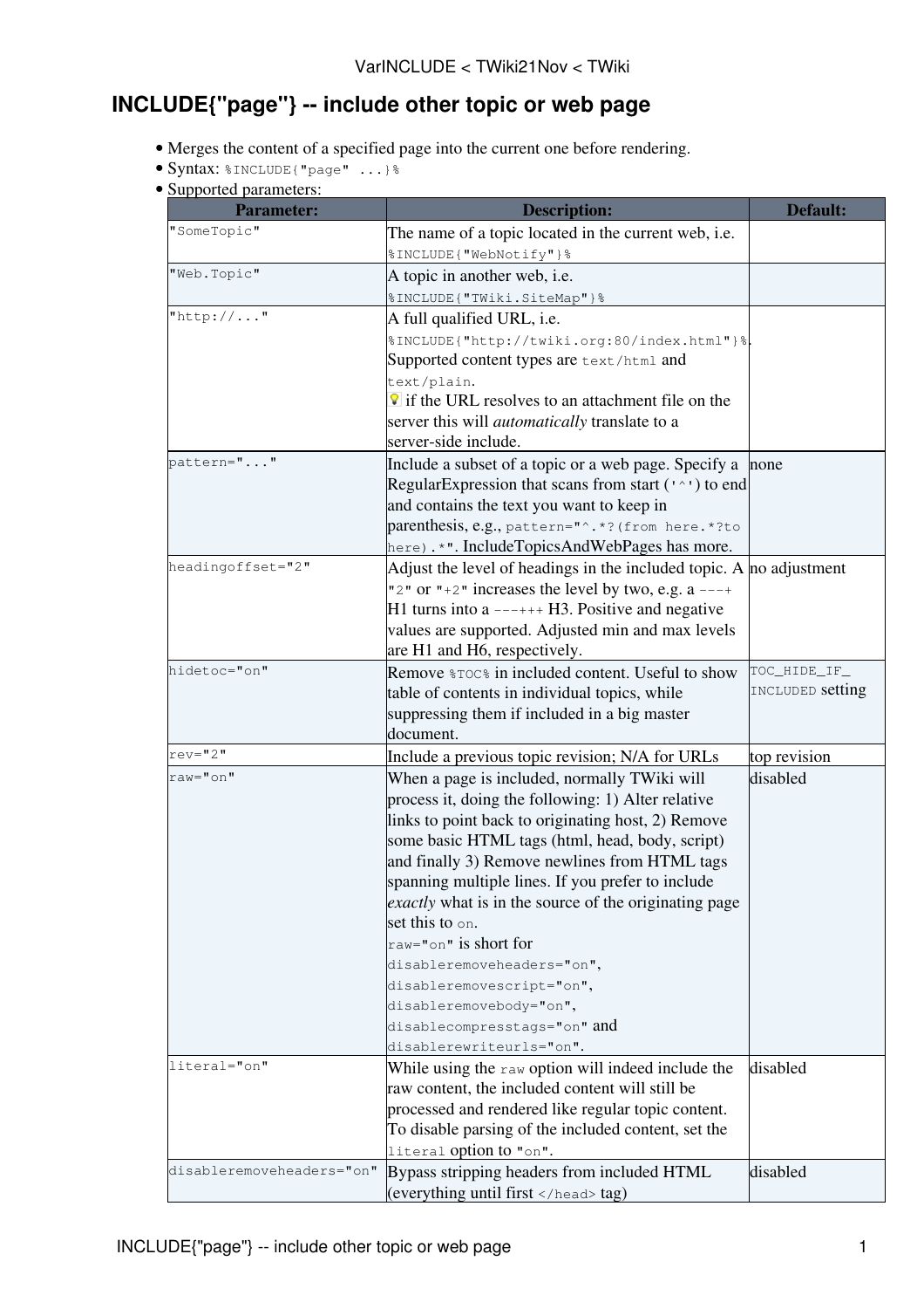# INCLUDE{"page"} -- include other topic or web page

- Merges the content of a specified page into the current one before rendering.
- Syntax: `%INCLUDE{"page" ...}%`
- Supported parameters:

| Parameter: | Description: | Default: |
|---|---|---|
| `"SomeTopic"` | The name of a topic located in the current web, i.e. `%INCLUDE{"WebNotify"}%` | |
| `"Web.Topic"` | A topic in another web, i.e. `%INCLUDE{"TWiki.SiteMap"}%` | |
| `"http://..."` | A full qualified URL, i.e. `%INCLUDE{"http://twiki.org:80/index.html"}%`. Supported content types are `text/html` and `text/plain`. 💡 if the URL resolves to an attachment file on the server this will *automatically* translate to a server-side include. | |
| `pattern="..."` | Include a subset of a topic or a web page. Specify a RegularExpression that scans from start (`'^'`) to end and contains the text you want to keep in parenthesis, e.g., `pattern="^.*?(from here.*?to here).*"`. IncludeTopicsAndWebPages has more. | none |
| `headingoffset="2"` | Adjust the level of headings in the included topic. A `"2"` or `"+2"` increases the level by two, e.g. a `---+` H1 turns into a `---+++` H3. Positive and negative values are supported. Adjusted min and max levels are H1 and H6, respectively. | no adjustment |
| `hidetoc="on"` | Remove `%TOC%` in included content. Useful to show table of contents in individual topics, while suppressing them if included in a big master document. | `TOC_HIDE_IF_INCLUDED` setting |
| `rev="2"` | Include a previous topic revision; N/A for URLs | top revision |
| `raw="on"` | When a page is included, normally TWiki will process it, doing the following: 1) Alter relative links to point back to originating host, 2) Remove some basic HTML tags (html, head, body, script) and finally 3) Remove newlines from HTML tags spanning multiple lines. If you prefer to include *exactly* what is in the source of the originating page set this to `on`. `raw="on"` is short for `disableremoveheaders="on"`, `disableremovescript="on"`, `disableremovebody="on"`, `disablecompresstags="on"` and `disablerewriteurls="on"`. | disabled |
| `literal="on"` | While using the `raw` option will indeed include the raw content, the included content will still be processed and rendered like regular topic content. To disable parsing of the included content, set the `literal` option to `"on"`. | disabled |
| `disableremoveheaders="on"` | Bypass stripping headers from included HTML (everything until first `</head>` tag) | disabled |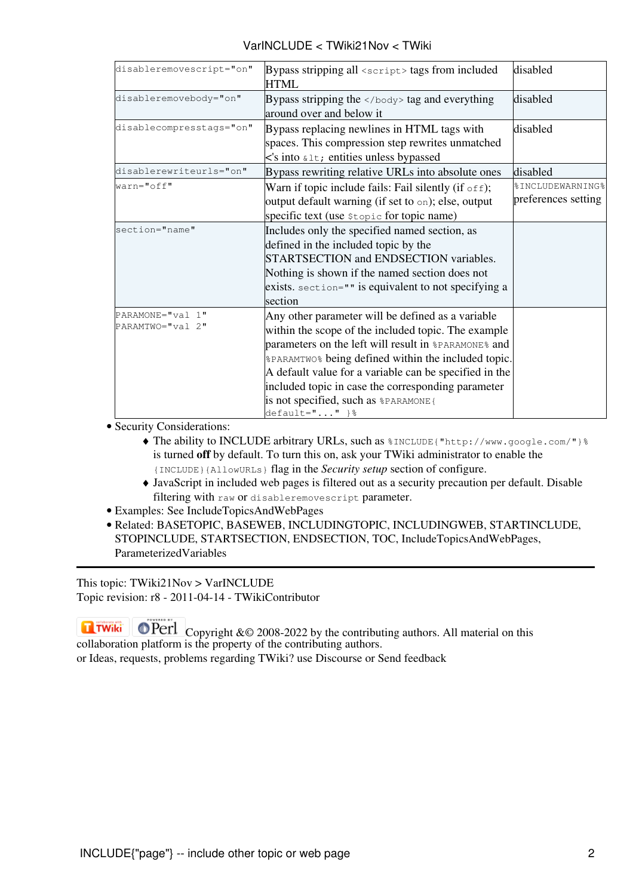| | | |
|---|---|---|
| `disableremovescript="on"` | Bypass stripping all `<script>` tags from included HTML | disabled |
| `disableremovebody="on"` | Bypass stripping the `</body>` tag and everything around over and below it | disabled |
| `disablecompresstags="on"` | Bypass replacing newlines in HTML tags with spaces. This compression step rewrites unmatched <'s into `&lt;` entities unless bypassed | disabled |
| `disablerewriteurls="on"` | Bypass rewriting relative URLs into absolute ones | disabled |
| `warn="off"` | Warn if topic include fails: Fail silently (if `off`); output default warning (if set to `on`); else, output specific text (use `$topic` for topic name) | `%INCLUDEWARNING%` preferences setting |
| `section="name"` | Includes only the specified named section, as defined in the included topic by the STARTSECTION and ENDSECTION variables. Nothing is shown if the named section does not exists. `section=""` is equivalent to not specifying a section | |
| `PARAMONE="val 1"` `PARAMTWO="val 2"` | Any other parameter will be defined as a variable within the scope of the included topic. The example parameters on the left will result in `%PARAMONE%` and `%PARAMTWO%` being defined within the included topic. A default value for a variable can be specified in the included topic in case the corresponding parameter is not specified, such as `%PARAMONE{ default="..." }%` | |

- Security Considerations:
  - The ability to INCLUDE arbitrary URLs, such as `%INCLUDE{"http://www.google.com/"}%` is turned **off** by default. To turn this on, ask your TWiki administrator to enable the `{INCLUDE}{AllowURLs}` flag in the *Security setup* section of configure.
  - JavaScript in included web pages is filtered out as a security precaution per default. Disable filtering with `raw` or `disableremovescript` parameter.
- Examples: See IncludeTopicsAndWebPages
- Related: BASETOPIC, BASEWEB, INCLUDINGTOPIC, INCLUDINGWEB, STARTINCLUDE, STOPINCLUDE, STARTSECTION, ENDSECTION, TOC, IncludeTopicsAndWebPages, ParameterizedVariables

---

This topic: TWiki21Nov > VarINCLUDE
Topic revision: r8 - 2011-04-14 - TWikiContributor

Copyright &© 2008-2022 by the contributing authors. All material on this collaboration platform is the property of the contributing authors.
or Ideas, requests, problems regarding TWiki? use Discourse or Send feedback